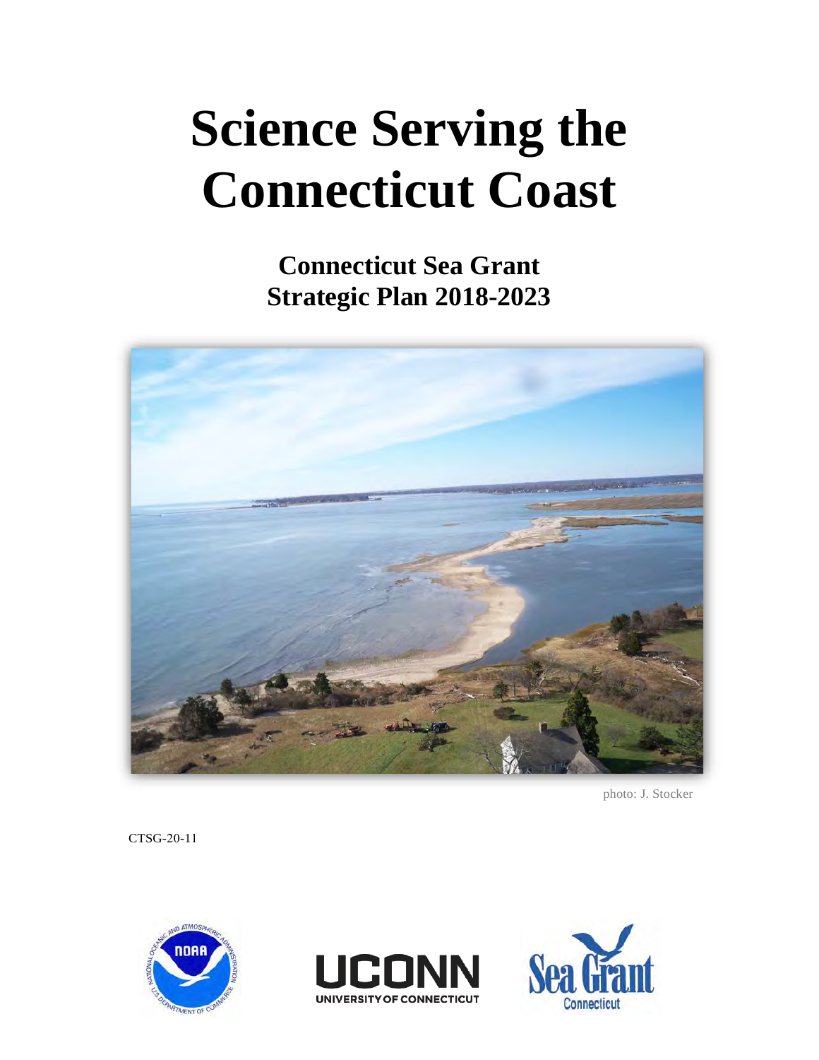# Science Serving the Connecticut Coast

## Connecticut Sea Grant Strategic Plan 2018-2023

photo: J. Stocker

CTSG-20-11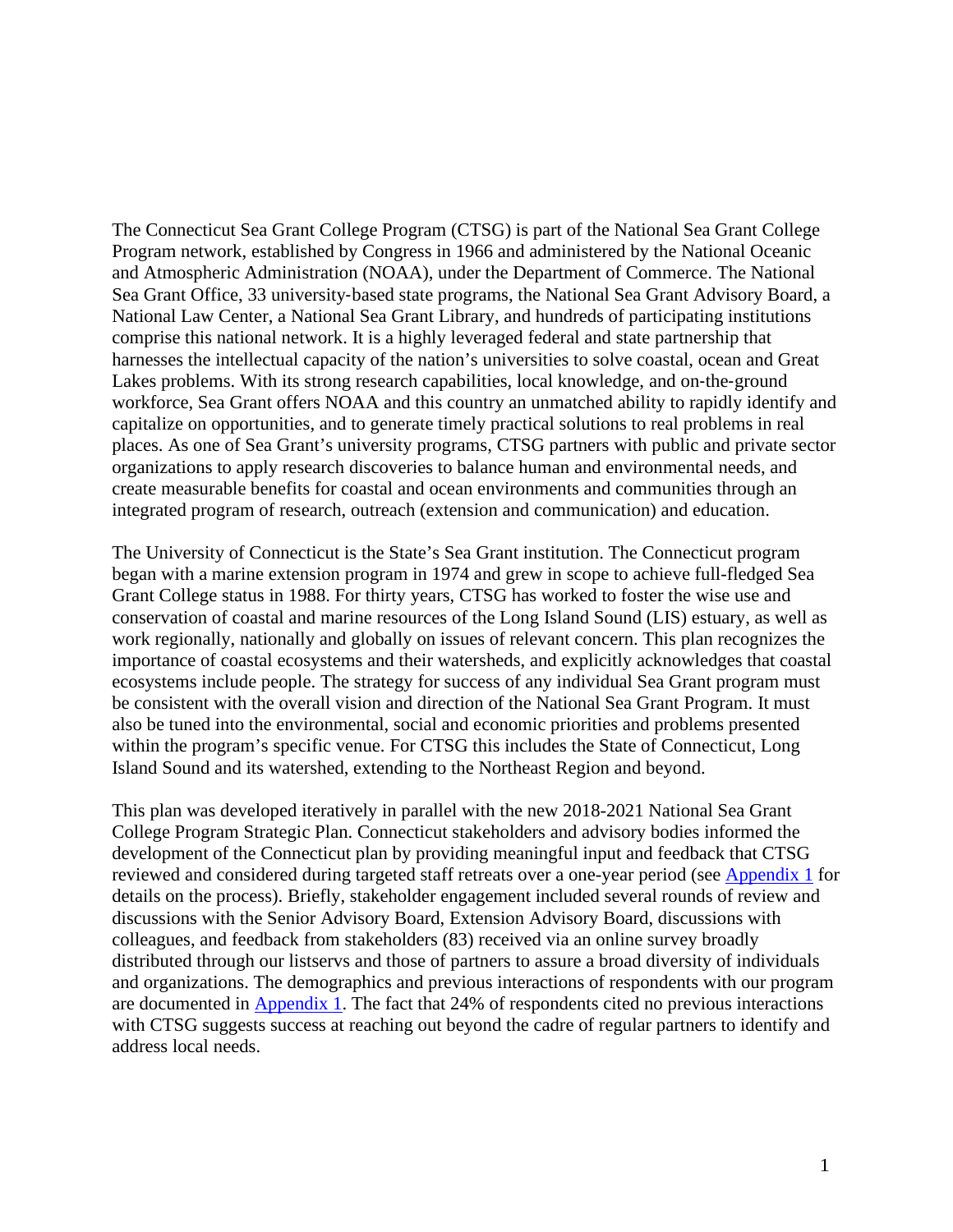The Connecticut Sea Grant College Program (CTSG) is part of the National Sea Grant College Program network, established by Congress in 1966 and administered by the National Oceanic and Atmospheric Administration (NOAA), under the Department of Commerce. The National Sea Grant Office, 33 university-based state programs, the National Sea Grant Advisory Board, a National Law Center, a National Sea Grant Library, and hundreds of participating institutions comprise this national network. It is a highly leveraged federal and state partnership that harnesses the intellectual capacity of the nation's universities to solve coastal, ocean and Great Lakes problems. With its strong research capabilities, local knowledge, and on-the-ground workforce, Sea Grant offers NOAA and this country an unmatched ability to rapidly identify and capitalize on opportunities, and to generate timely practical solutions to real problems in real places. As one of Sea Grant's university programs, CTSG partners with public and private sector organizations to apply research discoveries to balance human and environmental needs, and create measurable benefits for coastal and ocean environments and communities through an integrated program of research, outreach (extension and communication) and education.

The University of Connecticut is the State's Sea Grant institution. The Connecticut program began with a marine extension program in 1974 and grew in scope to achieve full-fledged Sea Grant College status in 1988. For thirty years, CTSG has worked to foster the wise use and conservation of coastal and marine resources of the Long Island Sound (LIS) estuary, as well as work regionally, nationally and globally on issues of relevant concern. This plan recognizes the importance of coastal ecosystems and their watersheds, and explicitly acknowledges that coastal ecosystems include people. The strategy for success of any individual Sea Grant program must be consistent with the overall vision and direction of the National Sea Grant Program. It must also be tuned into the environmental, social and economic priorities and problems presented within the program's specific venue. For CTSG this includes the State of Connecticut, Long Island Sound and its watershed, extending to the Northeast Region and beyond.

This plan was developed iteratively in parallel with the new 2018-2021 National Sea Grant College Program Strategic Plan. Connecticut stakeholders and advisory bodies informed the development of the Connecticut plan by providing meaningful input and feedback that CTSG reviewed and considered during targeted staff retreats over a one-year period (see Appendix 1 for details on the process). Briefly, stakeholder engagement included several rounds of review and discussions with the Senior Advisory Board, Extension Advisory Board, discussions with colleagues, and feedback from stakeholders (83) received via an online survey broadly distributed through our listservs and those of partners to assure a broad diversity of individuals and organizations. The demographics and previous interactions of respondents with our program are documented in Appendix 1. The fact that 24% of respondents cited no previous interactions with CTSG suggests success at reaching out beyond the cadre of regular partners to identify and address local needs.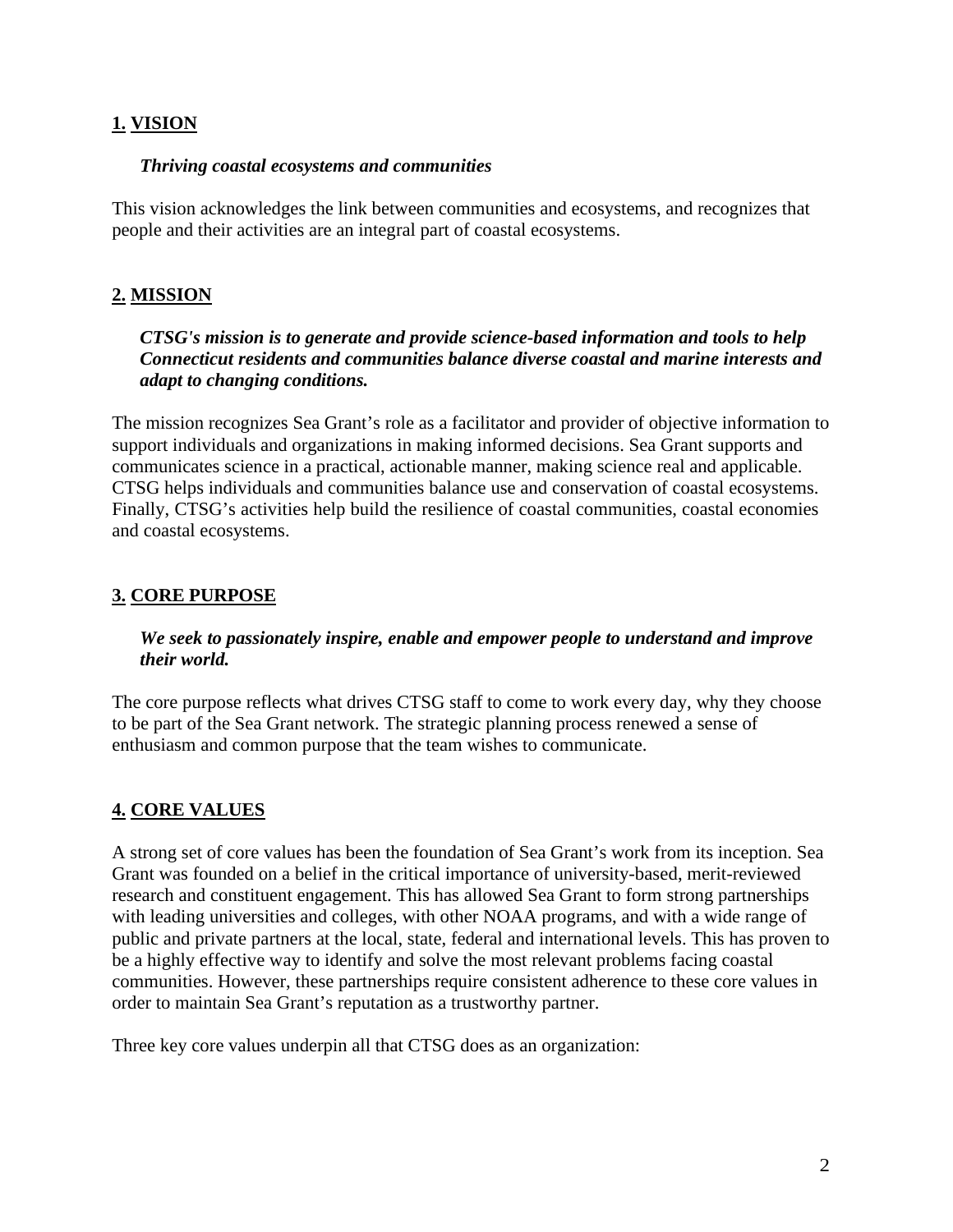## 1. VISION

***Thriving coastal ecosystems and communities***

This vision acknowledges the link between communities and ecosystems, and recognizes that people and their activities are an integral part of coastal ecosystems.

## 2. MISSION

***CTSG's mission is to generate and provide science-based information and tools to help Connecticut residents and communities balance diverse coastal and marine interests and adapt to changing conditions.***

The mission recognizes Sea Grant's role as a facilitator and provider of objective information to support individuals and organizations in making informed decisions. Sea Grant supports and communicates science in a practical, actionable manner, making science real and applicable. CTSG helps individuals and communities balance use and conservation of coastal ecosystems. Finally, CTSG's activities help build the resilience of coastal communities, coastal economies and coastal ecosystems.

## 3. CORE PURPOSE

***We seek to passionately inspire, enable and empower people to understand and improve their world.***

The core purpose reflects what drives CTSG staff to come to work every day, why they choose to be part of the Sea Grant network. The strategic planning process renewed a sense of enthusiasm and common purpose that the team wishes to communicate.

## 4. CORE VALUES

A strong set of core values has been the foundation of Sea Grant's work from its inception. Sea Grant was founded on a belief in the critical importance of university-based, merit-reviewed research and constituent engagement. This has allowed Sea Grant to form strong partnerships with leading universities and colleges, with other NOAA programs, and with a wide range of public and private partners at the local, state, federal and international levels. This has proven to be a highly effective way to identify and solve the most relevant problems facing coastal communities. However, these partnerships require consistent adherence to these core values in order to maintain Sea Grant's reputation as a trustworthy partner.

Three key core values underpin all that CTSG does as an organization: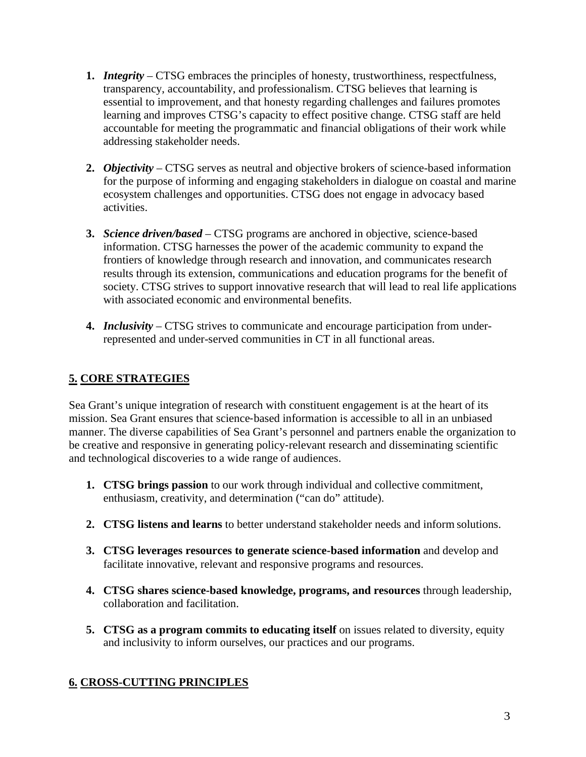1. ***Integrity*** – CTSG embraces the principles of honesty, trustworthiness, respectfulness, transparency, accountability, and professionalism. CTSG believes that learning is essential to improvement, and that honesty regarding challenges and failures promotes learning and improves CTSG's capacity to effect positive change. CTSG staff are held accountable for meeting the programmatic and financial obligations of their work while addressing stakeholder needs.

2. ***Objectivity*** – CTSG serves as neutral and objective brokers of science-based information for the purpose of informing and engaging stakeholders in dialogue on coastal and marine ecosystem challenges and opportunities. CTSG does not engage in advocacy based activities.

3. ***Science driven/based*** – CTSG programs are anchored in objective, science-based information. CTSG harnesses the power of the academic community to expand the frontiers of knowledge through research and innovation, and communicates research results through its extension, communications and education programs for the benefit of society. CTSG strives to support innovative research that will lead to real life applications with associated economic and environmental benefits.

4. ***Inclusivity*** – CTSG strives to communicate and encourage participation from under-represented and under-served communities in CT in all functional areas.

## 5. CORE STRATEGIES

Sea Grant's unique integration of research with constituent engagement is at the heart of its mission. Sea Grant ensures that science-based information is accessible to all in an unbiased manner. The diverse capabilities of Sea Grant's personnel and partners enable the organization to be creative and responsive in generating policy-relevant research and disseminating scientific and technological discoveries to a wide range of audiences.

1. **CTSG brings passion** to our work through individual and collective commitment, enthusiasm, creativity, and determination ("can do" attitude).

2. **CTSG listens and learns** to better understand stakeholder needs and inform solutions.

3. **CTSG leverages resources to generate science-based information** and develop and facilitate innovative, relevant and responsive programs and resources.

4. **CTSG shares science-based knowledge, programs, and resources** through leadership, collaboration and facilitation.

5. **CTSG as a program commits to educating itself** on issues related to diversity, equity and inclusivity to inform ourselves, our practices and our programs.

## 6. CROSS-CUTTING PRINCIPLES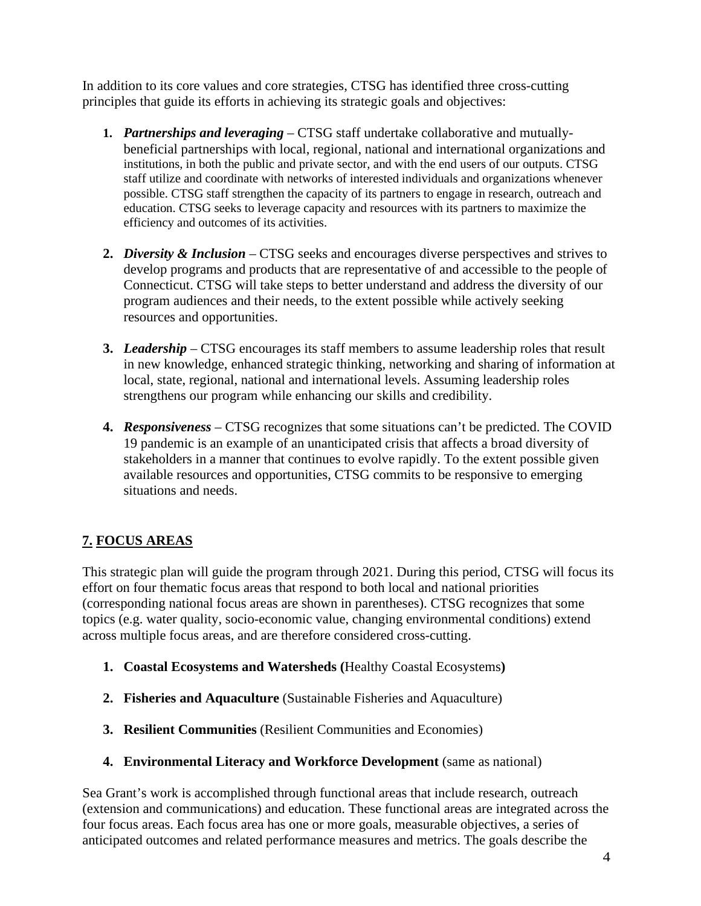In addition to its core values and core strategies, CTSG has identified three cross-cutting principles that guide its efforts in achieving its strategic goals and objectives:

1. ***Partnerships and leveraging*** – CTSG staff undertake collaborative and mutually-beneficial partnerships with local, regional, national and international organizations and institutions, in both the public and private sector, and with the end users of our outputs. CTSG staff utilize and coordinate with networks of interested individuals and organizations whenever possible. CTSG staff strengthen the capacity of its partners to engage in research, outreach and education. CTSG seeks to leverage capacity and resources with its partners to maximize the efficiency and outcomes of its activities.

2. ***Diversity & Inclusion*** – CTSG seeks and encourages diverse perspectives and strives to develop programs and products that are representative of and accessible to the people of Connecticut. CTSG will take steps to better understand and address the diversity of our program audiences and their needs, to the extent possible while actively seeking resources and opportunities.

3. ***Leadership*** – CTSG encourages its staff members to assume leadership roles that result in new knowledge, enhanced strategic thinking, networking and sharing of information at local, state, regional, national and international levels. Assuming leadership roles strengthens our program while enhancing our skills and credibility.

4. ***Responsiveness*** – CTSG recognizes that some situations can't be predicted. The COVID 19 pandemic is an example of an unanticipated crisis that affects a broad diversity of stakeholders in a manner that continues to evolve rapidly. To the extent possible given available resources and opportunities, CTSG commits to be responsive to emerging situations and needs.

## 7. FOCUS AREAS

This strategic plan will guide the program through 2021. During this period, CTSG will focus its effort on four thematic focus areas that respond to both local and national priorities (corresponding national focus areas are shown in parentheses). CTSG recognizes that some topics (e.g. water quality, socio-economic value, changing environmental conditions) extend across multiple focus areas, and are therefore considered cross-cutting.

1. **Coastal Ecosystems and Watersheds (**Healthy Coastal Ecosystems**)**

2. **Fisheries and Aquaculture** (Sustainable Fisheries and Aquaculture)

3. **Resilient Communities** (Resilient Communities and Economies)

4. **Environmental Literacy and Workforce Development** (same as national)

Sea Grant's work is accomplished through functional areas that include research, outreach (extension and communications) and education. These functional areas are integrated across the four focus areas. Each focus area has one or more goals, measurable objectives, a series of anticipated outcomes and related performance measures and metrics. The goals describe the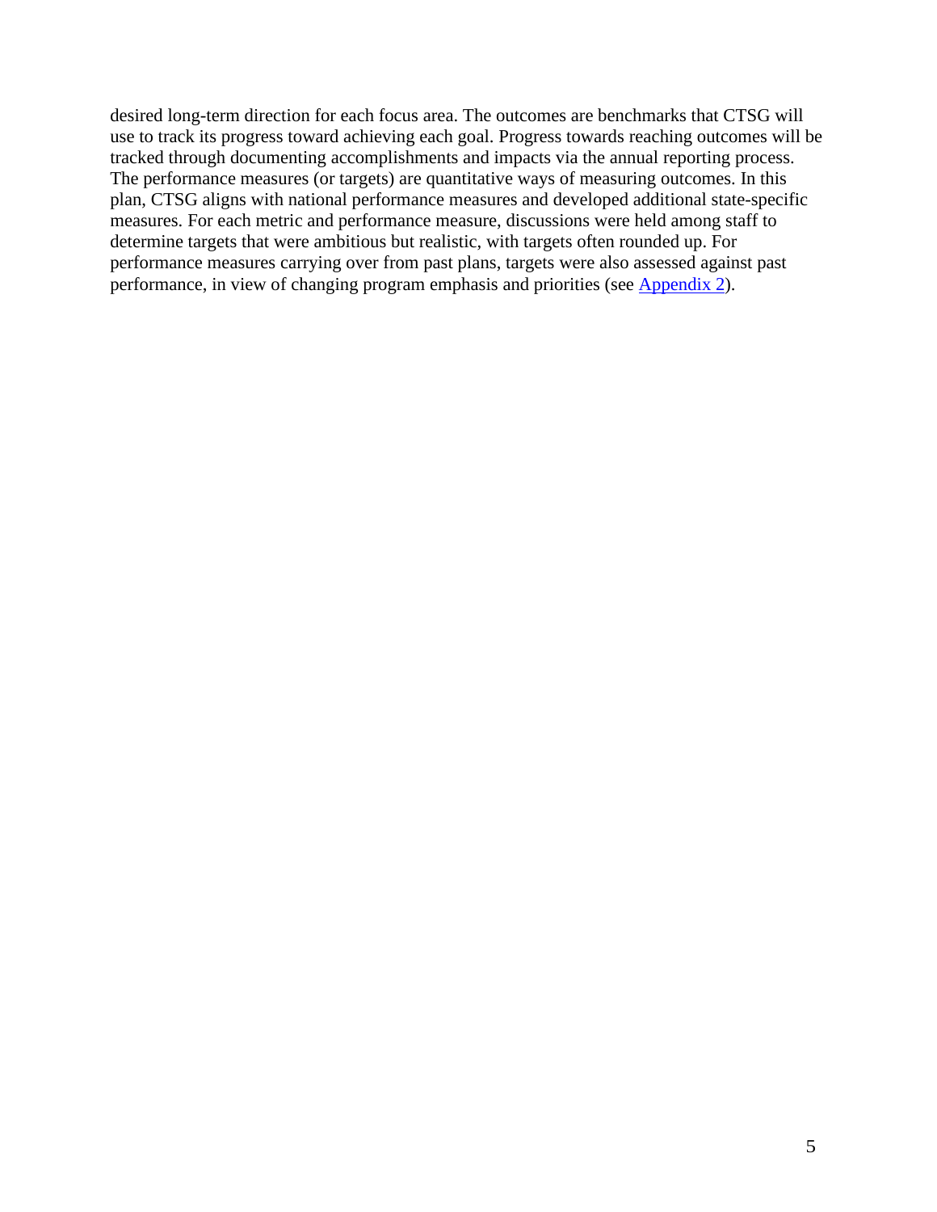desired long-term direction for each focus area. The outcomes are benchmarks that CTSG will use to track its progress toward achieving each goal. Progress towards reaching outcomes will be tracked through documenting accomplishments and impacts via the annual reporting process. The performance measures (or targets) are quantitative ways of measuring outcomes. In this plan, CTSG aligns with national performance measures and developed additional state-specific measures. For each metric and performance measure, discussions were held among staff to determine targets that were ambitious but realistic, with targets often rounded up. For performance measures carrying over from past plans, targets were also assessed against past performance, in view of changing program emphasis and priorities (see Appendix 2).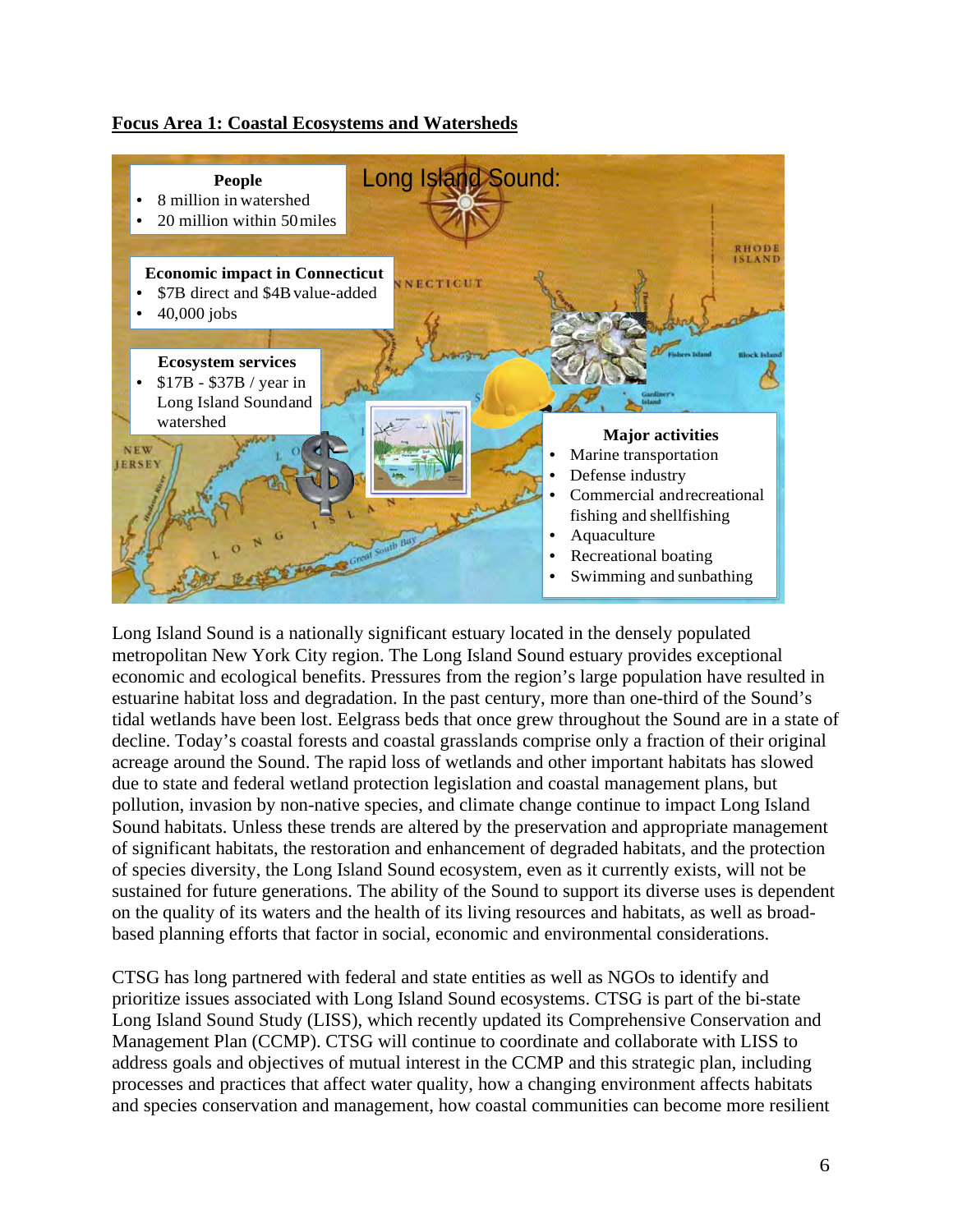**Focus Area 1: Coastal Ecosystems and Watersheds**

Long Island Sound:

**People**
- 8 million in watershed
- 20 million within 50 miles

**Economic impact in Connecticut**
- $7B direct and $4B value-added
- 40,000 jobs

**Ecosystem services**
- $17B - $37B / year in Long Island Sound and watershed

**Major activities**
- Marine transportation
- Defense industry
- Commercial and recreational fishing and shellfishing
- Aquaculture
- Recreational boating
- Swimming and sunbathing

Long Island Sound is a nationally significant estuary located in the densely populated metropolitan New York City region. The Long Island Sound estuary provides exceptional economic and ecological benefits. Pressures from the region's large population have resulted in estuarine habitat loss and degradation. In the past century, more than one-third of the Sound's tidal wetlands have been lost. Eelgrass beds that once grew throughout the Sound are in a state of decline. Today's coastal forests and coastal grasslands comprise only a fraction of their original acreage around the Sound. The rapid loss of wetlands and other important habitats has slowed due to state and federal wetland protection legislation and coastal management plans, but pollution, invasion by non-native species, and climate change continue to impact Long Island Sound habitats. Unless these trends are altered by the preservation and appropriate management of significant habitats, the restoration and enhancement of degraded habitats, and the protection of species diversity, the Long Island Sound ecosystem, even as it currently exists, will not be sustained for future generations. The ability of the Sound to support its diverse uses is dependent on the quality of its waters and the health of its living resources and habitats, as well as broad-based planning efforts that factor in social, economic and environmental considerations.

CTSG has long partnered with federal and state entities as well as NGOs to identify and prioritize issues associated with Long Island Sound ecosystems. CTSG is part of the bi-state Long Island Sound Study (LISS), which recently updated its Comprehensive Conservation and Management Plan (CCMP). CTSG will continue to coordinate and collaborate with LISS to address goals and objectives of mutual interest in the CCMP and this strategic plan, including processes and practices that affect water quality, how a changing environment affects habitats and species conservation and management, how coastal communities can become more resilient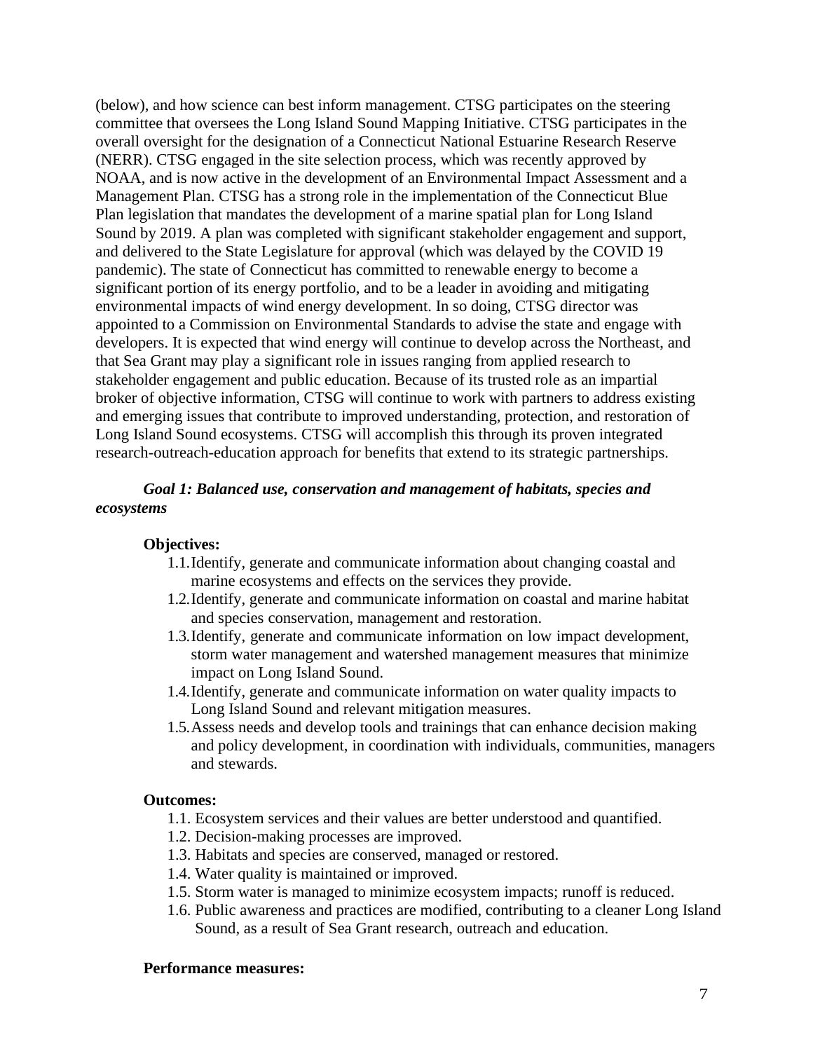(below), and how science can best inform management. CTSG participates on the steering committee that oversees the Long Island Sound Mapping Initiative. CTSG participates in the overall oversight for the designation of a Connecticut National Estuarine Research Reserve (NERR). CTSG engaged in the site selection process, which was recently approved by NOAA, and is now active in the development of an Environmental Impact Assessment and a Management Plan. CTSG has a strong role in the implementation of the Connecticut Blue Plan legislation that mandates the development of a marine spatial plan for Long Island Sound by 2019. A plan was completed with significant stakeholder engagement and support, and delivered to the State Legislature for approval (which was delayed by the COVID 19 pandemic). The state of Connecticut has committed to renewable energy to become a significant portion of its energy portfolio, and to be a leader in avoiding and mitigating environmental impacts of wind energy development. In so doing, CTSG director was appointed to a Commission on Environmental Standards to advise the state and engage with developers. It is expected that wind energy will continue to develop across the Northeast, and that Sea Grant may play a significant role in issues ranging from applied research to stakeholder engagement and public education. Because of its trusted role as an impartial broker of objective information, CTSG will continue to work with partners to address existing and emerging issues that contribute to improved understanding, protection, and restoration of Long Island Sound ecosystems. CTSG will accomplish this through its proven integrated research-outreach-education approach for benefits that extend to its strategic partnerships.

***Goal 1: Balanced use, conservation and management of habitats, species and ecosystems***

**Objectives:**

1.1. Identify, generate and communicate information about changing coastal and marine ecosystems and effects on the services they provide.
1.2. Identify, generate and communicate information on coastal and marine habitat and species conservation, management and restoration.
1.3. Identify, generate and communicate information on low impact development, storm water management and watershed management measures that minimize impact on Long Island Sound.
1.4. Identify, generate and communicate information on water quality impacts to Long Island Sound and relevant mitigation measures.
1.5. Assess needs and develop tools and trainings that can enhance decision making and policy development, in coordination with individuals, communities, managers and stewards.

**Outcomes:**

1.1. Ecosystem services and their values are better understood and quantified.
1.2. Decision-making processes are improved.
1.3. Habitats and species are conserved, managed or restored.
1.4. Water quality is maintained or improved.
1.5. Storm water is managed to minimize ecosystem impacts; runoff is reduced.
1.6. Public awareness and practices are modified, contributing to a cleaner Long Island Sound, as a result of Sea Grant research, outreach and education.

**Performance measures:**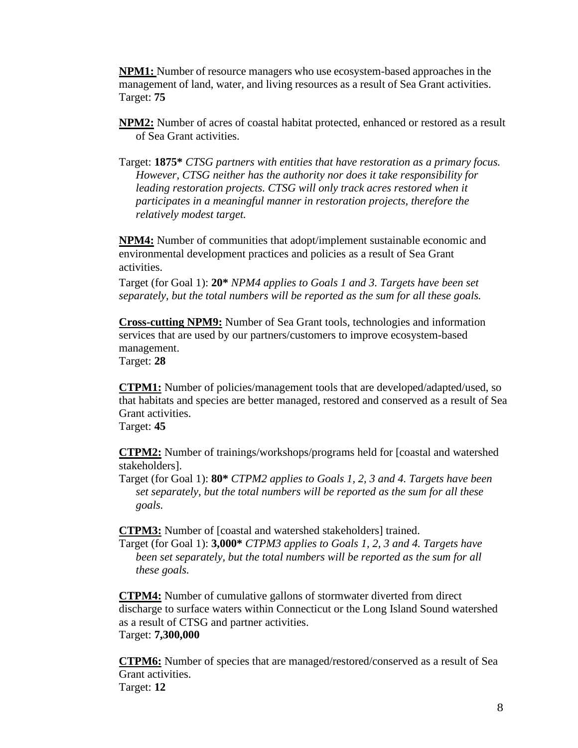**NPM1:** Number of resource managers who use ecosystem-based approaches in the management of land, water, and living resources as a result of Sea Grant activities.
Target: **75**

**NPM2:** Number of acres of coastal habitat protected, enhanced or restored as a result of Sea Grant activities.

Target: **1875*** *CTSG partners with entities that have restoration as a primary focus. However, CTSG neither has the authority nor does it take responsibility for leading restoration projects. CTSG will only track acres restored when it participates in a meaningful manner in restoration projects, therefore the relatively modest target.*

**NPM4:** Number of communities that adopt/implement sustainable economic and environmental development practices and policies as a result of Sea Grant activities.

Target (for Goal 1): **20*** *NPM4 applies to Goals 1 and 3. Targets have been set separately, but the total numbers will be reported as the sum for all these goals.*

**Cross-cutting NPM9:** Number of Sea Grant tools, technologies and information services that are used by our partners/customers to improve ecosystem-based management.
Target: **28**

**CTPM1:** Number of policies/management tools that are developed/adapted/used, so that habitats and species are better managed, restored and conserved as a result of Sea Grant activities.
Target: **45**

**CTPM2:** Number of trainings/workshops/programs held for [coastal and watershed stakeholders].
Target (for Goal 1): **80*** *CTPM2 applies to Goals 1, 2, 3 and 4. Targets have been set separately, but the total numbers will be reported as the sum for all these goals.*

**CTPM3:** Number of [coastal and watershed stakeholders] trained.
Target (for Goal 1): **3,000*** *CTPM3 applies to Goals 1, 2, 3 and 4. Targets have been set separately, but the total numbers will be reported as the sum for all these goals.*

**CTPM4:** Number of cumulative gallons of stormwater diverted from direct discharge to surface waters within Connecticut or the Long Island Sound watershed as a result of CTSG and partner activities.
Target: **7,300,000**

**CTPM6:** Number of species that are managed/restored/conserved as a result of Sea Grant activities.
Target: **12**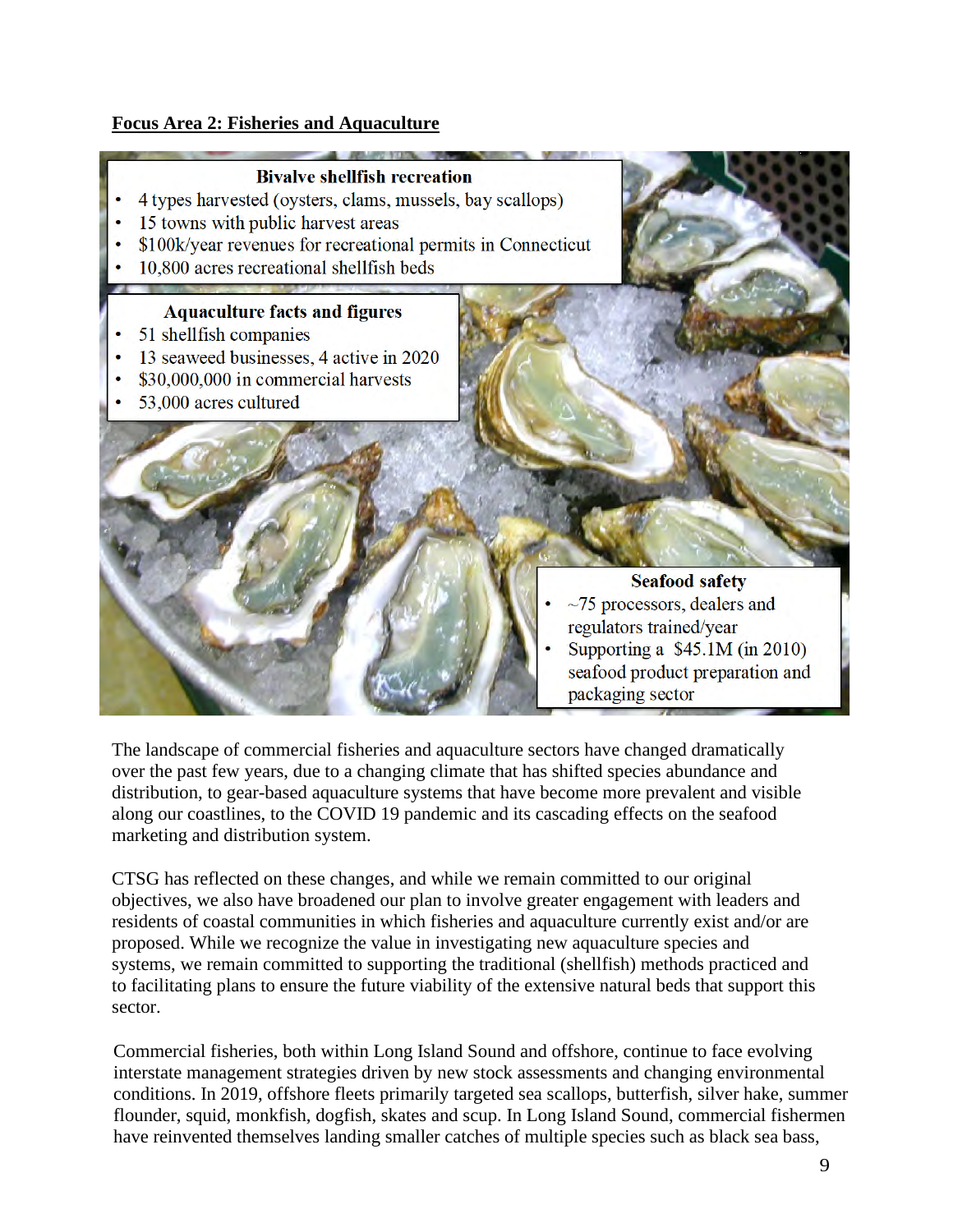**Focus Area 2: Fisheries and Aquaculture**

**Bivalve shellfish recreation**

- 4 types harvested (oysters, clams, mussels, bay scallops)
- 15 towns with public harvest areas
- $100k/year revenues for recreational permits in Connecticut
- 10,800 acres recreational shellfish beds

**Aquaculture facts and figures**

- 51 shellfish companies
- 13 seaweed businesses, 4 active in 2020
- $30,000,000 in commercial harvests
- 53,000 acres cultured

**Seafood safety**

- ~75 processors, dealers and regulators trained/year
- Supporting a $45.1M (in 2010) seafood product preparation and packaging sector

The landscape of commercial fisheries and aquaculture sectors have changed dramatically over the past few years, due to a changing climate that has shifted species abundance and distribution, to gear-based aquaculture systems that have become more prevalent and visible along our coastlines, to the COVID 19 pandemic and its cascading effects on the seafood marketing and distribution system.

CTSG has reflected on these changes, and while we remain committed to our original objectives, we also have broadened our plan to involve greater engagement with leaders and residents of coastal communities in which fisheries and aquaculture currently exist and/or are proposed. While we recognize the value in investigating new aquaculture species and systems, we remain committed to supporting the traditional (shellfish) methods practiced and to facilitating plans to ensure the future viability of the extensive natural beds that support this sector.

Commercial fisheries, both within Long Island Sound and offshore, continue to face evolving interstate management strategies driven by new stock assessments and changing environmental conditions. In 2019, offshore fleets primarily targeted sea scallops, butterfish, silver hake, summer flounder, squid, monkfish, dogfish, skates and scup. In Long Island Sound, commercial fishermen have reinvented themselves landing smaller catches of multiple species such as black sea bass,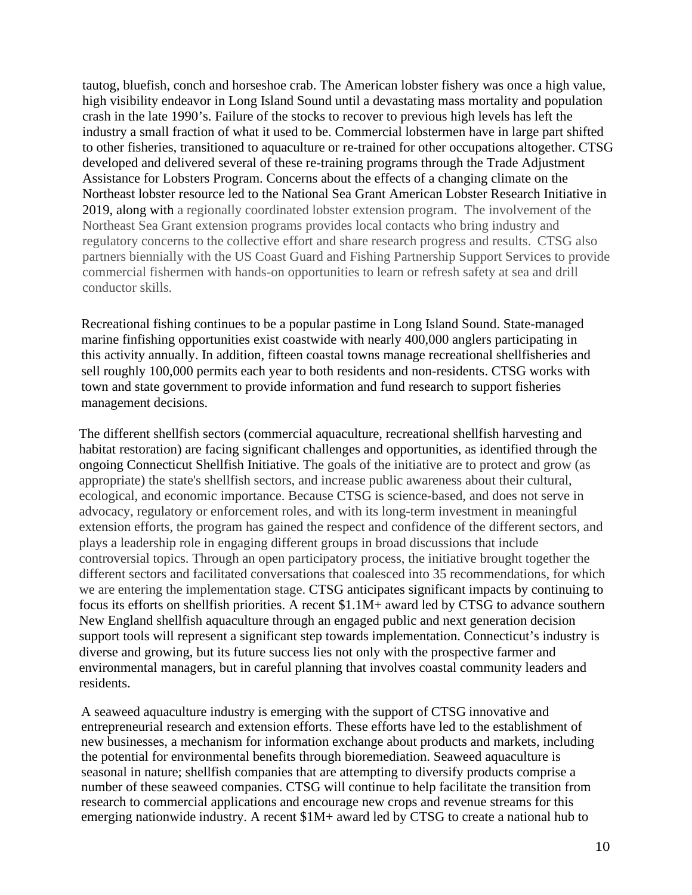tautog, bluefish, conch and horseshoe crab. The American lobster fishery was once a high value, high visibility endeavor in Long Island Sound until a devastating mass mortality and population crash in the late 1990's. Failure of the stocks to recover to previous high levels has left the industry a small fraction of what it used to be. Commercial lobstermen have in large part shifted to other fisheries, transitioned to aquaculture or re-trained for other occupations altogether. CTSG developed and delivered several of these re-training programs through the Trade Adjustment Assistance for Lobsters Program. Concerns about the effects of a changing climate on the Northeast lobster resource led to the National Sea Grant American Lobster Research Initiative in 2019, along with a regionally coordinated lobster extension program. The involvement of the Northeast Sea Grant extension programs provides local contacts who bring industry and regulatory concerns to the collective effort and share research progress and results. CTSG also partners biennially with the US Coast Guard and Fishing Partnership Support Services to provide commercial fishermen with hands-on opportunities to learn or refresh safety at sea and drill conductor skills.

Recreational fishing continues to be a popular pastime in Long Island Sound. State-managed marine finfishing opportunities exist coastwide with nearly 400,000 anglers participating in this activity annually. In addition, fifteen coastal towns manage recreational shellfisheries and sell roughly 100,000 permits each year to both residents and non-residents. CTSG works with town and state government to provide information and fund research to support fisheries management decisions.

The different shellfish sectors (commercial aquaculture, recreational shellfish harvesting and habitat restoration) are facing significant challenges and opportunities, as identified through the ongoing Connecticut Shellfish Initiative. The goals of the initiative are to protect and grow (as appropriate) the state's shellfish sectors, and increase public awareness about their cultural, ecological, and economic importance. Because CTSG is science-based, and does not serve in advocacy, regulatory or enforcement roles, and with its long-term investment in meaningful extension efforts, the program has gained the respect and confidence of the different sectors, and plays a leadership role in engaging different groups in broad discussions that include controversial topics. Through an open participatory process, the initiative brought together the different sectors and facilitated conversations that coalesced into 35 recommendations, for which we are entering the implementation stage. CTSG anticipates significant impacts by continuing to focus its efforts on shellfish priorities. A recent $1.1M+ award led by CTSG to advance southern New England shellfish aquaculture through an engaged public and next generation decision support tools will represent a significant step towards implementation. Connecticut's industry is diverse and growing, but its future success lies not only with the prospective farmer and environmental managers, but in careful planning that involves coastal community leaders and residents.

A seaweed aquaculture industry is emerging with the support of CTSG innovative and entrepreneurial research and extension efforts. These efforts have led to the establishment of new businesses, a mechanism for information exchange about products and markets, including the potential for environmental benefits through bioremediation. Seaweed aquaculture is seasonal in nature; shellfish companies that are attempting to diversify products comprise a number of these seaweed companies. CTSG will continue to help facilitate the transition from research to commercial applications and encourage new crops and revenue streams for this emerging nationwide industry. A recent $1M+ award led by CTSG to create a national hub to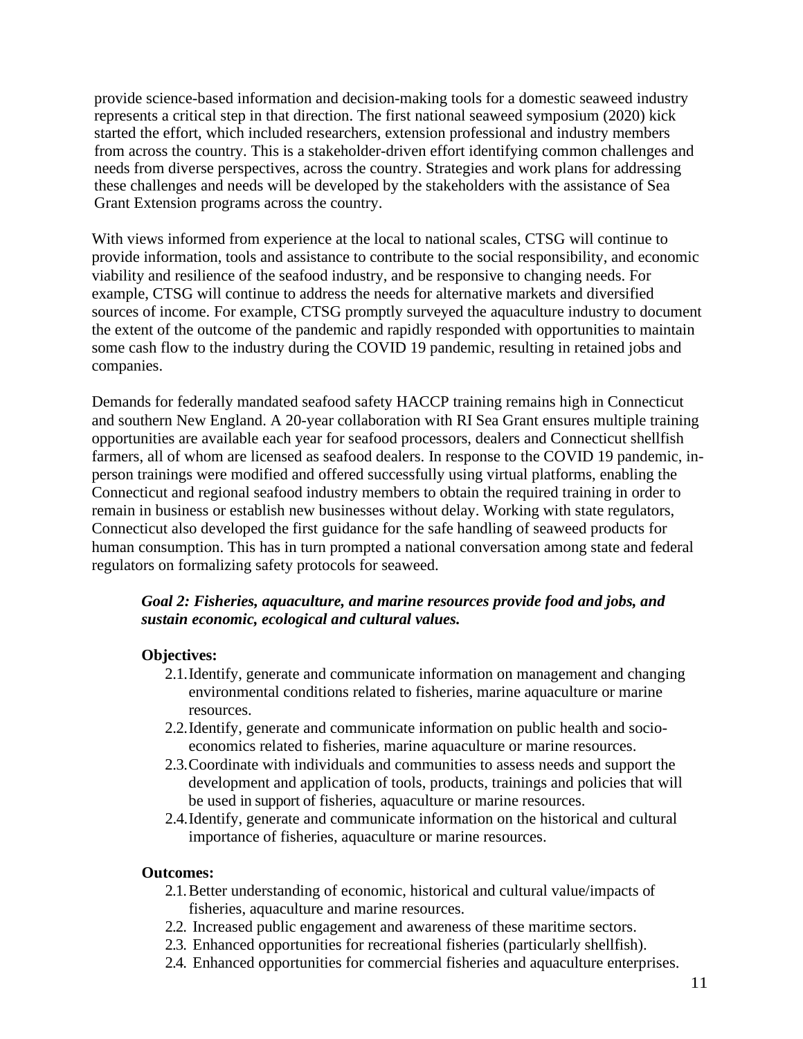provide science-based information and decision-making tools for a domestic seaweed industry represents a critical step in that direction. The first national seaweed symposium (2020) kick started the effort, which included researchers, extension professional and industry members from across the country. This is a stakeholder-driven effort identifying common challenges and needs from diverse perspectives, across the country. Strategies and work plans for addressing these challenges and needs will be developed by the stakeholders with the assistance of Sea Grant Extension programs across the country.

With views informed from experience at the local to national scales, CTSG will continue to provide information, tools and assistance to contribute to the social responsibility, and economic viability and resilience of the seafood industry, and be responsive to changing needs. For example, CTSG will continue to address the needs for alternative markets and diversified sources of income. For example, CTSG promptly surveyed the aquaculture industry to document the extent of the outcome of the pandemic and rapidly responded with opportunities to maintain some cash flow to the industry during the COVID 19 pandemic, resulting in retained jobs and companies.

Demands for federally mandated seafood safety HACCP training remains high in Connecticut and southern New England. A 20-year collaboration with RI Sea Grant ensures multiple training opportunities are available each year for seafood processors, dealers and Connecticut shellfish farmers, all of whom are licensed as seafood dealers. In response to the COVID 19 pandemic, in-person trainings were modified and offered successfully using virtual platforms, enabling the Connecticut and regional seafood industry members to obtain the required training in order to remain in business or establish new businesses without delay. Working with state regulators, Connecticut also developed the first guidance for the safe handling of seaweed products for human consumption. This has in turn prompted a national conversation among state and federal regulators on formalizing safety protocols for seaweed.

***Goal 2: Fisheries, aquaculture, and marine resources provide food and jobs, and sustain economic, ecological and cultural values.***

**Objectives:**

2.1. Identify, generate and communicate information on management and changing environmental conditions related to fisheries, marine aquaculture or marine resources.

2.2. Identify, generate and communicate information on public health and socio-economics related to fisheries, marine aquaculture or marine resources.

2.3. Coordinate with individuals and communities to assess needs and support the development and application of tools, products, trainings and policies that will be used in support of fisheries, aquaculture or marine resources.

2.4. Identify, generate and communicate information on the historical and cultural importance of fisheries, aquaculture or marine resources.

**Outcomes:**

2.1. Better understanding of economic, historical and cultural value/impacts of fisheries, aquaculture and marine resources.

2.2. Increased public engagement and awareness of these maritime sectors.

2.3. Enhanced opportunities for recreational fisheries (particularly shellfish).

2.4. Enhanced opportunities for commercial fisheries and aquaculture enterprises.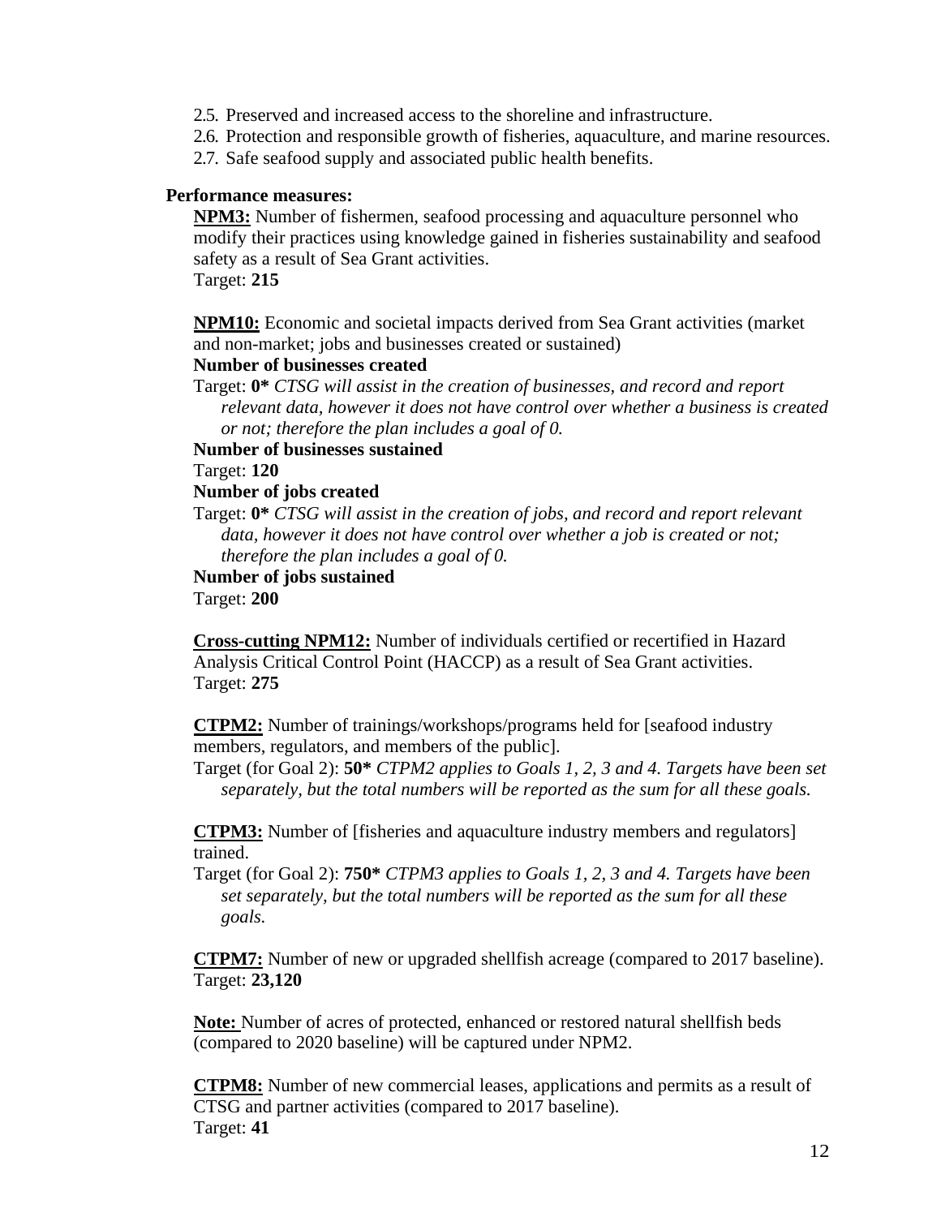2.5. Preserved and increased access to the shoreline and infrastructure.
2.6. Protection and responsible growth of fisheries, aquaculture, and marine resources.
2.7. Safe seafood supply and associated public health benefits.

**Performance measures:**

**NPM3:** Number of fishermen, seafood processing and aquaculture personnel who modify their practices using knowledge gained in fisheries sustainability and seafood safety as a result of Sea Grant activities.
Target: **215**

**NPM10:** Economic and societal impacts derived from Sea Grant activities (market and non-market; jobs and businesses created or sustained)

**Number of businesses created**

Target: **0*** *CTSG will assist in the creation of businesses, and record and report relevant data, however it does not have control over whether a business is created or not; therefore the plan includes a goal of 0.*

**Number of businesses sustained**

Target: **120**

**Number of jobs created**

Target: **0*** *CTSG will assist in the creation of jobs, and record and report relevant data, however it does not have control over whether a job is created or not; therefore the plan includes a goal of 0.*

**Number of jobs sustained**

Target: **200**

**Cross-cutting NPM12:** Number of individuals certified or recertified in Hazard Analysis Critical Control Point (HACCP) as a result of Sea Grant activities.
Target: **275**

**CTPM2:** Number of trainings/workshops/programs held for [seafood industry members, regulators, and members of the public].
Target (for Goal 2): **50*** *CTPM2 applies to Goals 1, 2, 3 and 4. Targets have been set separately, but the total numbers will be reported as the sum for all these goals.*

**CTPM3:** Number of [fisheries and aquaculture industry members and regulators] trained.
Target (for Goal 2): **750*** *CTPM3 applies to Goals 1, 2, 3 and 4. Targets have been set separately, but the total numbers will be reported as the sum for all these goals.*

**CTPM7:** Number of new or upgraded shellfish acreage (compared to 2017 baseline).
Target: **23,120**

**Note:** Number of acres of protected, enhanced or restored natural shellfish beds (compared to 2020 baseline) will be captured under NPM2.

**CTPM8:** Number of new commercial leases, applications and permits as a result of CTSG and partner activities (compared to 2017 baseline).
Target: **41**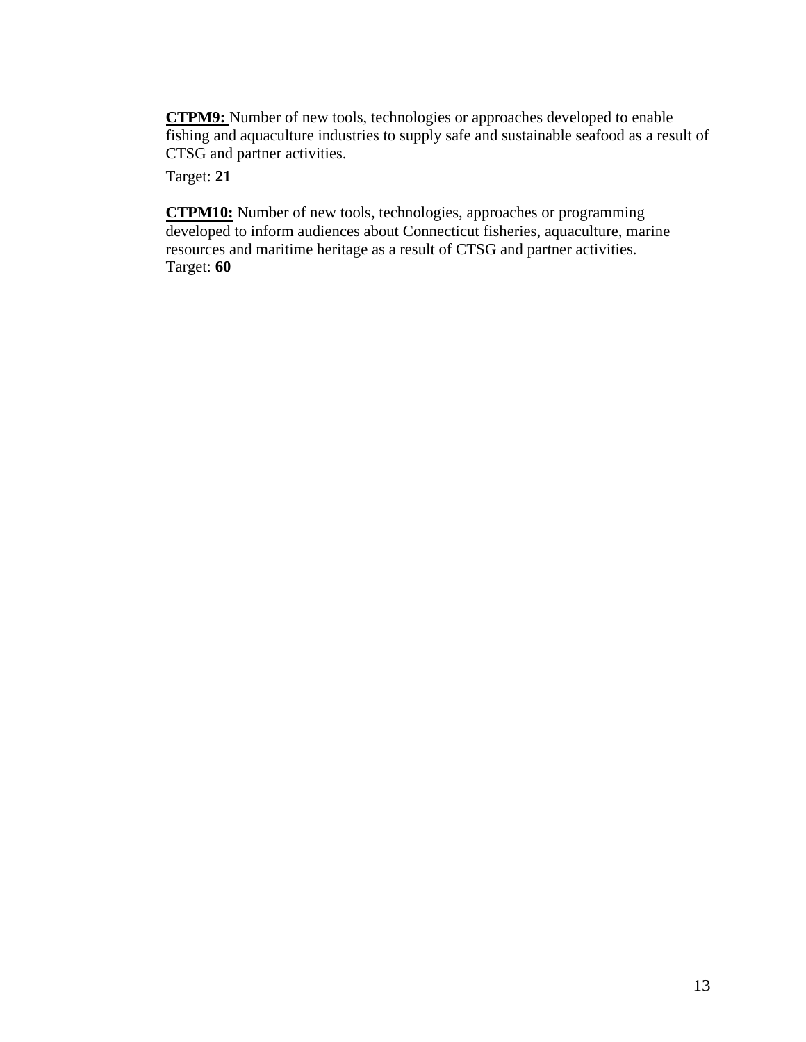**CTPM9:** Number of new tools, technologies or approaches developed to enable fishing and aquaculture industries to supply safe and sustainable seafood as a result of CTSG and partner activities.

Target: **21**

**CTPM10:** Number of new tools, technologies, approaches or programming developed to inform audiences about Connecticut fisheries, aquaculture, marine resources and maritime heritage as a result of CTSG and partner activities.
Target: **60**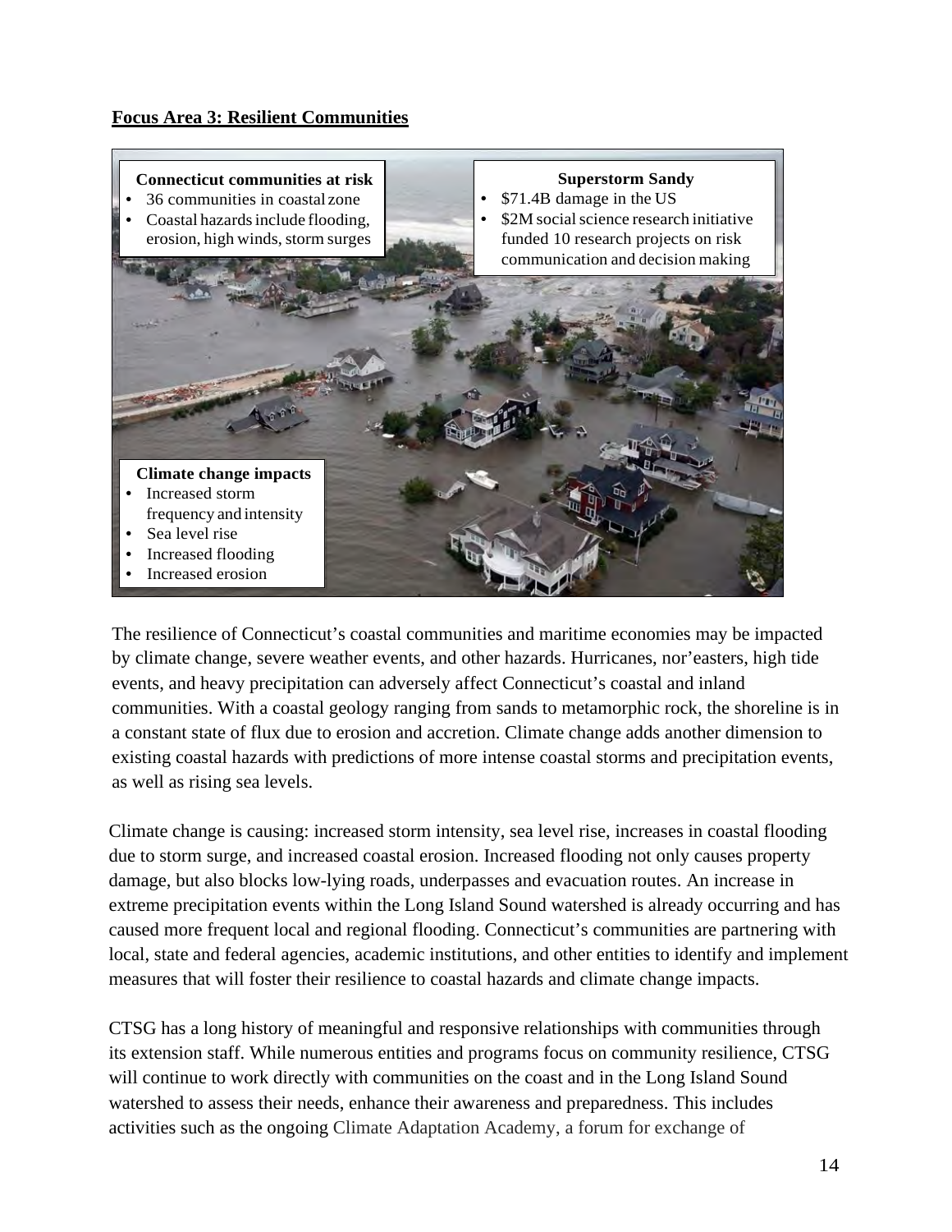**Focus Area 3: Resilient Communities**

**Connecticut communities at risk**
- 36 communities in coastal zone
- Coastal hazards include flooding, erosion, high winds, storm surges

**Superstorm Sandy**
- $71.4B damage in the US
- $2M social science research initiative funded 10 research projects on risk communication and decision making

**Climate change impacts**
- Increased storm frequency and intensity
- Sea level rise
- Increased flooding
- Increased erosion

The resilience of Connecticut's coastal communities and maritime economies may be impacted by climate change, severe weather events, and other hazards. Hurricanes, nor'easters, high tide events, and heavy precipitation can adversely affect Connecticut's coastal and inland communities. With a coastal geology ranging from sands to metamorphic rock, the shoreline is in a constant state of flux due to erosion and accretion. Climate change adds another dimension to existing coastal hazards with predictions of more intense coastal storms and precipitation events, as well as rising sea levels.

Climate change is causing: increased storm intensity, sea level rise, increases in coastal flooding due to storm surge, and increased coastal erosion. Increased flooding not only causes property damage, but also blocks low-lying roads, underpasses and evacuation routes. An increase in extreme precipitation events within the Long Island Sound watershed is already occurring and has caused more frequent local and regional flooding. Connecticut's communities are partnering with local, state and federal agencies, academic institutions, and other entities to identify and implement measures that will foster their resilience to coastal hazards and climate change impacts.

CTSG has a long history of meaningful and responsive relationships with communities through its extension staff. While numerous entities and programs focus on community resilience, CTSG will continue to work directly with communities on the coast and in the Long Island Sound watershed to assess their needs, enhance their awareness and preparedness. This includes activities such as the ongoing Climate Adaptation Academy, a forum for exchange of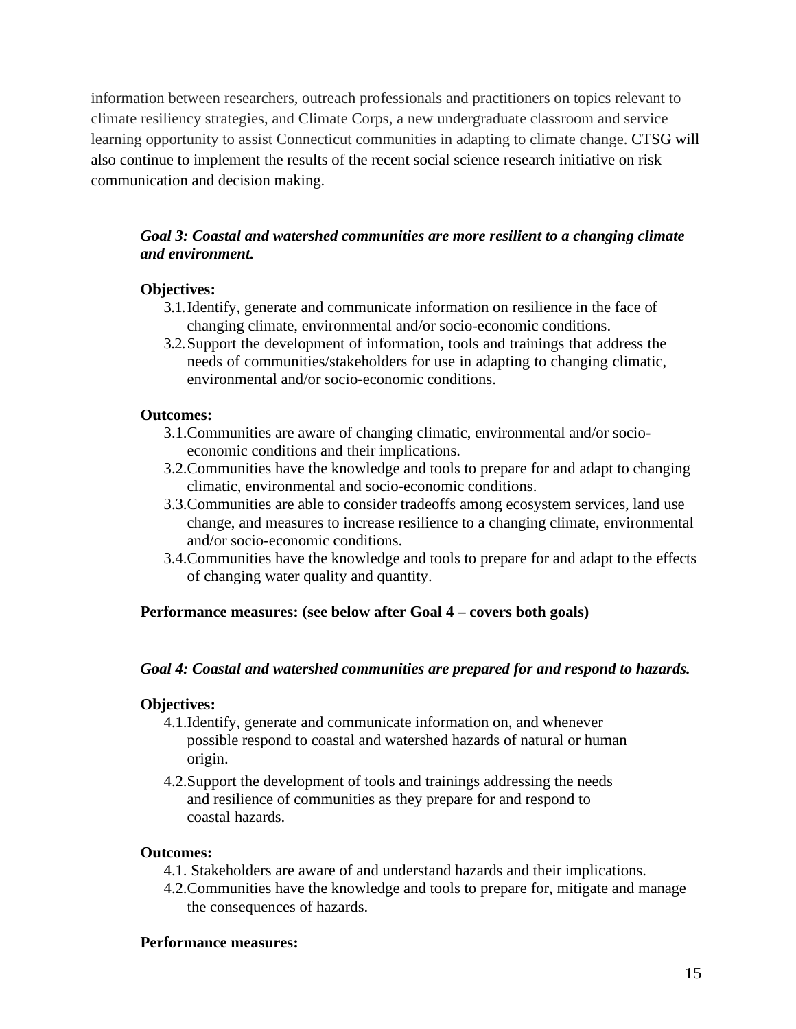information between researchers, outreach professionals and practitioners on topics relevant to climate resiliency strategies, and Climate Corps, a new undergraduate classroom and service learning opportunity to assist Connecticut communities in adapting to climate change. CTSG will also continue to implement the results of the recent social science research initiative on risk communication and decision making.

***Goal 3: Coastal and watershed communities are more resilient to a changing climate and environment.***

**Objectives:**

3.1. Identify, generate and communicate information on resilience in the face of changing climate, environmental and/or socio-economic conditions.

3.2. Support the development of information, tools and trainings that address the needs of communities/stakeholders for use in adapting to changing climatic, environmental and/or socio-economic conditions.

**Outcomes:**

3.1. Communities are aware of changing climatic, environmental and/or socio-economic conditions and their implications.

3.2. Communities have the knowledge and tools to prepare for and adapt to changing climatic, environmental and socio-economic conditions.

3.3. Communities are able to consider tradeoffs among ecosystem services, land use change, and measures to increase resilience to a changing climate, environmental and/or socio-economic conditions.

3.4. Communities have the knowledge and tools to prepare for and adapt to the effects of changing water quality and quantity.

**Performance measures: (see below after Goal 4 – covers both goals)**

***Goal 4: Coastal and watershed communities are prepared for and respond to hazards.***

**Objectives:**

4.1. Identify, generate and communicate information on, and whenever possible respond to coastal and watershed hazards of natural or human origin.

4.2. Support the development of tools and trainings addressing the needs and resilience of communities as they prepare for and respond to coastal hazards.

**Outcomes:**

4.1. Stakeholders are aware of and understand hazards and their implications.

4.2. Communities have the knowledge and tools to prepare for, mitigate and manage the consequences of hazards.

**Performance measures:**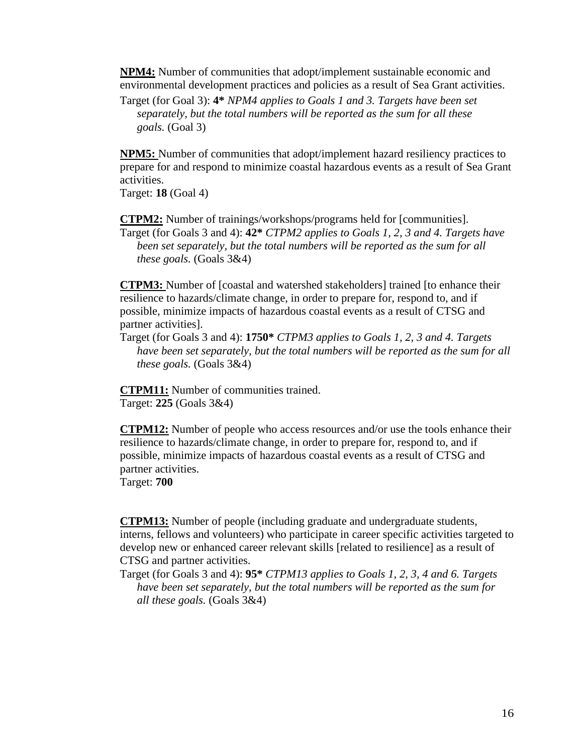**NPM4:** Number of communities that adopt/implement sustainable economic and environmental development practices and policies as a result of Sea Grant activities.

Target (for Goal 3): **4*** *NPM4 applies to Goals 1 and 3. Targets have been set separately, but the total numbers will be reported as the sum for all these goals.* (Goal 3)

**NPM5:** Number of communities that adopt/implement hazard resiliency practices to prepare for and respond to minimize coastal hazardous events as a result of Sea Grant activities.

Target: **18** (Goal 4)

**CTPM2:** Number of trainings/workshops/programs held for [communities].

Target (for Goals 3 and 4): **42*** *CTPM2 applies to Goals 1, 2, 3 and 4. Targets have been set separately, but the total numbers will be reported as the sum for all these goals.* (Goals 3&4)

**CTPM3:** Number of [coastal and watershed stakeholders] trained [to enhance their resilience to hazards/climate change, in order to prepare for, respond to, and if possible, minimize impacts of hazardous coastal events as a result of CTSG and partner activities].

Target (for Goals 3 and 4): **1750*** *CTPM3 applies to Goals 1, 2, 3 and 4. Targets have been set separately, but the total numbers will be reported as the sum for all these goals.* (Goals 3&4)

**CTPM11:** Number of communities trained.

Target: **225** (Goals 3&4)

**CTPM12:** Number of people who access resources and/or use the tools enhance their resilience to hazards/climate change, in order to prepare for, respond to, and if possible, minimize impacts of hazardous coastal events as a result of CTSG and partner activities.

Target: **700**

**CTPM13:** Number of people (including graduate and undergraduate students, interns, fellows and volunteers) who participate in career specific activities targeted to develop new or enhanced career relevant skills [related to resilience] as a result of CTSG and partner activities.

Target (for Goals 3 and 4): **95*** *CTPM13 applies to Goals 1, 2, 3, 4 and 6. Targets have been set separately, but the total numbers will be reported as the sum for all these goals.* (Goals 3&4)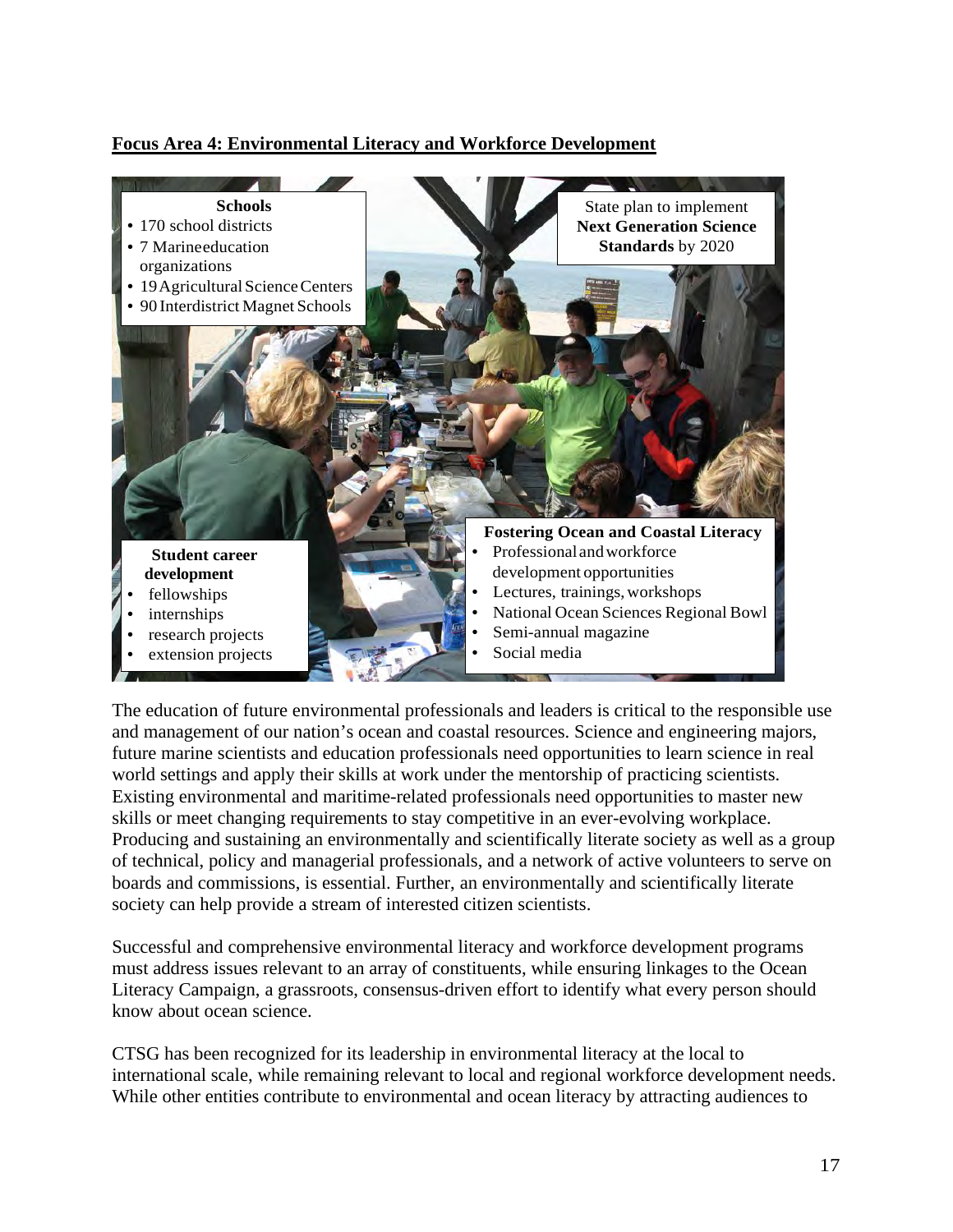**Focus Area 4: Environmental Literacy and Workforce Development**

**Schools**
- 170 school districts
- 7 Marine education organizations
- 19 Agricultural Science Centers
- 90 Interdistrict Magnet Schools

State plan to implement **Next Generation Science Standards** by 2020

**Student career development**
- fellowships
- internships
- research projects
- extension projects

**Fostering Ocean and Coastal Literacy**
- Professional and workforce development opportunities
- Lectures, trainings, workshops
- National Ocean Sciences Regional Bowl
- Semi-annual magazine
- Social media

The education of future environmental professionals and leaders is critical to the responsible use and management of our nation's ocean and coastal resources. Science and engineering majors, future marine scientists and education professionals need opportunities to learn science in real world settings and apply their skills at work under the mentorship of practicing scientists. Existing environmental and maritime-related professionals need opportunities to master new skills or meet changing requirements to stay competitive in an ever-evolving workplace. Producing and sustaining an environmentally and scientifically literate society as well as a group of technical, policy and managerial professionals, and a network of active volunteers to serve on boards and commissions, is essential. Further, an environmentally and scientifically literate society can help provide a stream of interested citizen scientists.

Successful and comprehensive environmental literacy and workforce development programs must address issues relevant to an array of constituents, while ensuring linkages to the Ocean Literacy Campaign, a grassroots, consensus-driven effort to identify what every person should know about ocean science.

CTSG has been recognized for its leadership in environmental literacy at the local to international scale, while remaining relevant to local and regional workforce development needs. While other entities contribute to environmental and ocean literacy by attracting audiences to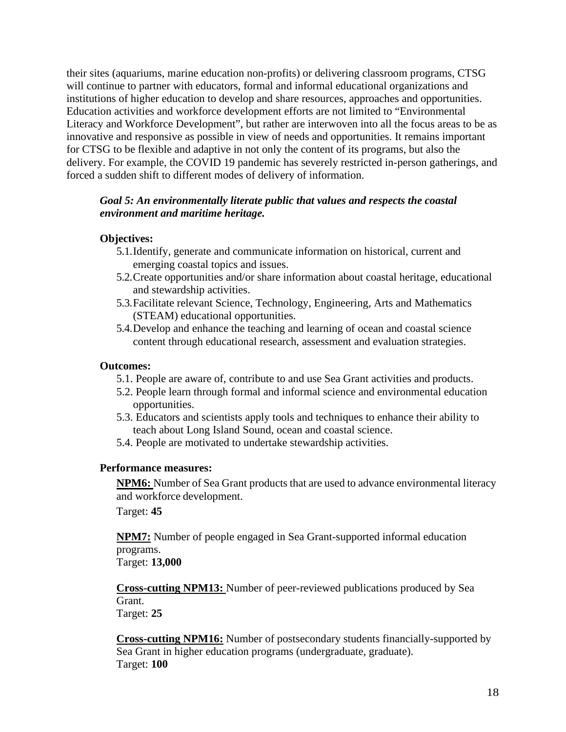their sites (aquariums, marine education non-profits) or delivering classroom programs, CTSG will continue to partner with educators, formal and informal educational organizations and institutions of higher education to develop and share resources, approaches and opportunities. Education activities and workforce development efforts are not limited to "Environmental Literacy and Workforce Development", but rather are interwoven into all the focus areas to be as innovative and responsive as possible in view of needs and opportunities. It remains important for CTSG to be flexible and adaptive in not only the content of its programs, but also the delivery. For example, the COVID 19 pandemic has severely restricted in-person gatherings, and forced a sudden shift to different modes of delivery of information.

***Goal 5: An environmentally literate public that values and respects the coastal environment and maritime heritage.***

**Objectives:**

5.1. Identify, generate and communicate information on historical, current and emerging coastal topics and issues.
5.2. Create opportunities and/or share information about coastal heritage, educational and stewardship activities.
5.3. Facilitate relevant Science, Technology, Engineering, Arts and Mathematics (STEAM) educational opportunities.
5.4. Develop and enhance the teaching and learning of ocean and coastal science content through educational research, assessment and evaluation strategies.

**Outcomes:**

5.1. People are aware of, contribute to and use Sea Grant activities and products.
5.2. People learn through formal and informal science and environmental education opportunities.
5.3. Educators and scientists apply tools and techniques to enhance their ability to teach about Long Island Sound, ocean and coastal science.
5.4. People are motivated to undertake stewardship activities.

**Performance measures:**

**NPM6:** Number of Sea Grant products that are used to advance environmental literacy and workforce development.
Target: **45**

**NPM7:** Number of people engaged in Sea Grant-supported informal education programs.
Target: **13,000**

**Cross-cutting NPM13:** Number of peer-reviewed publications produced by Sea Grant.
Target: **25**

**Cross-cutting NPM16:** Number of postsecondary students financially-supported by Sea Grant in higher education programs (undergraduate, graduate).
Target: **100**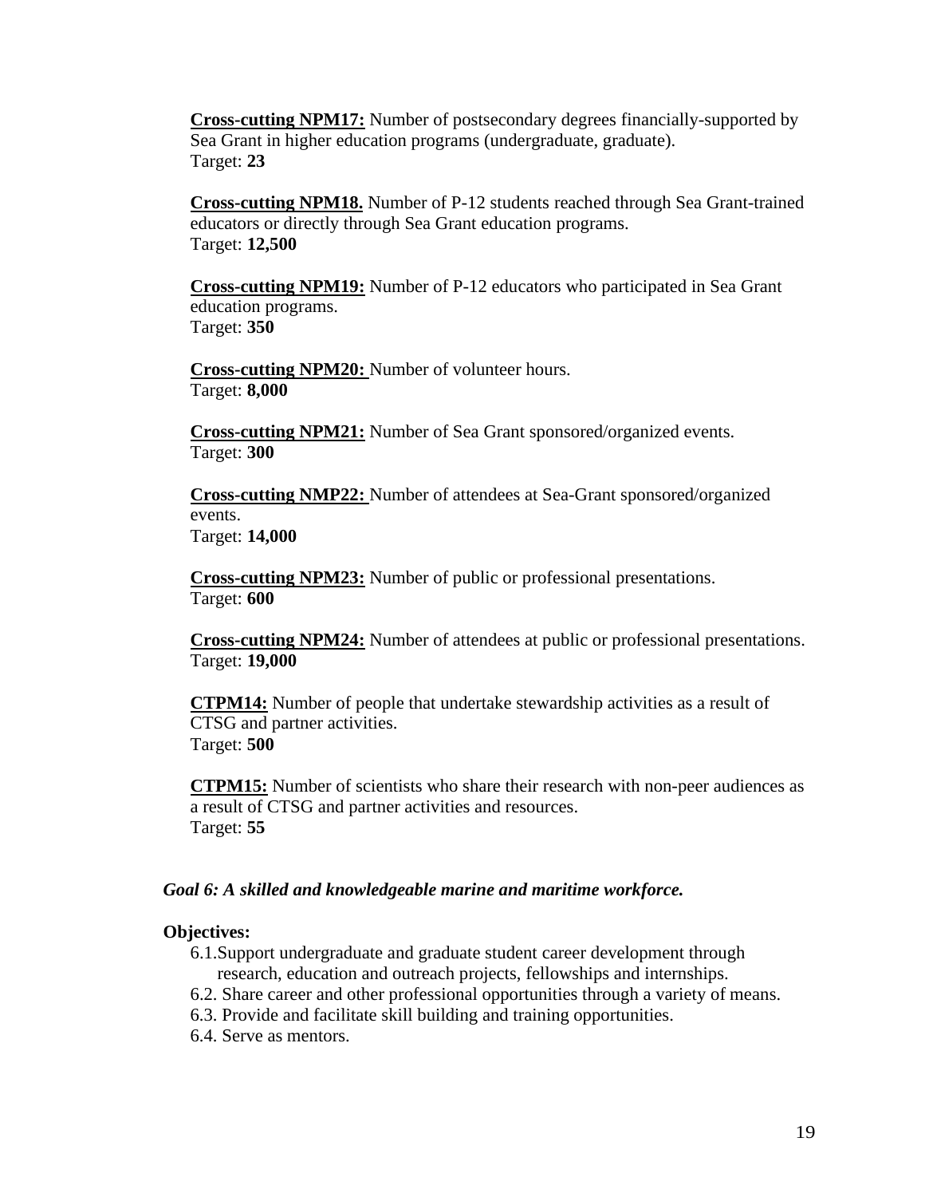**Cross-cutting NPM17:** Number of postsecondary degrees financially-supported by Sea Grant in higher education programs (undergraduate, graduate).
Target: **23**

**Cross-cutting NPM18.** Number of P-12 students reached through Sea Grant-trained educators or directly through Sea Grant education programs.
Target: **12,500**

**Cross-cutting NPM19:** Number of P-12 educators who participated in Sea Grant education programs.
Target: **350**

**Cross-cutting NPM20:** Number of volunteer hours.
Target: **8,000**

**Cross-cutting NPM21:** Number of Sea Grant sponsored/organized events.
Target: **300**

**Cross-cutting NMP22:** Number of attendees at Sea-Grant sponsored/organized events.
Target: **14,000**

**Cross-cutting NPM23:** Number of public or professional presentations.
Target: **600**

**Cross-cutting NPM24:** Number of attendees at public or professional presentations.
Target: **19,000**

**CTPM14:** Number of people that undertake stewardship activities as a result of CTSG and partner activities.
Target: **500**

**CTPM15:** Number of scientists who share their research with non-peer audiences as a result of CTSG and partner activities and resources.
Target: **55**

***Goal 6: A skilled and knowledgeable marine and maritime workforce.***

**Objectives:**

6.1. Support undergraduate and graduate student career development through research, education and outreach projects, fellowships and internships.
6.2. Share career and other professional opportunities through a variety of means.
6.3. Provide and facilitate skill building and training opportunities.
6.4. Serve as mentors.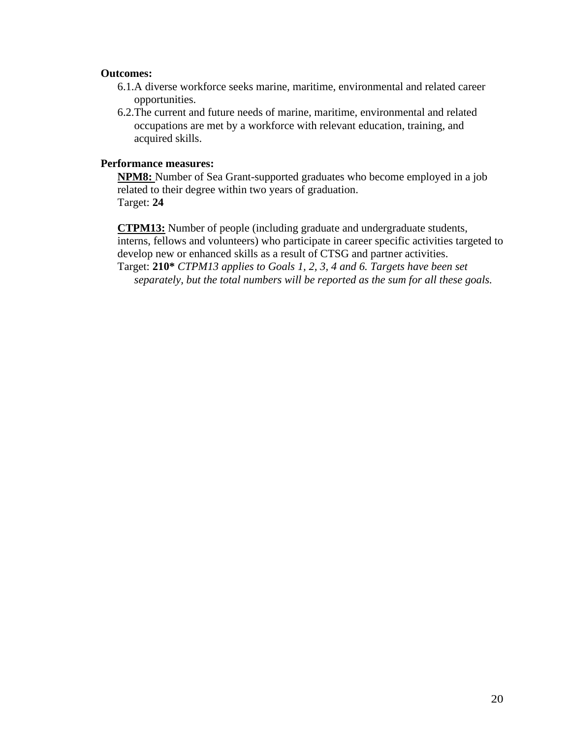**Outcomes:**

6.1. A diverse workforce seeks marine, maritime, environmental and related career opportunities.

6.2. The current and future needs of marine, maritime, environmental and related occupations are met by a workforce with relevant education, training, and acquired skills.

**Performance measures:**

**NPM8:** Number of Sea Grant-supported graduates who become employed in a job related to their degree within two years of graduation.
Target: **24**

**CTPM13:** Number of people (including graduate and undergraduate students, interns, fellows and volunteers) who participate in career specific activities targeted to develop new or enhanced skills as a result of CTSG and partner activities.
Target: **210*** *CTPM13 applies to Goals 1, 2, 3, 4 and 6. Targets have been set separately, but the total numbers will be reported as the sum for all these goals.*